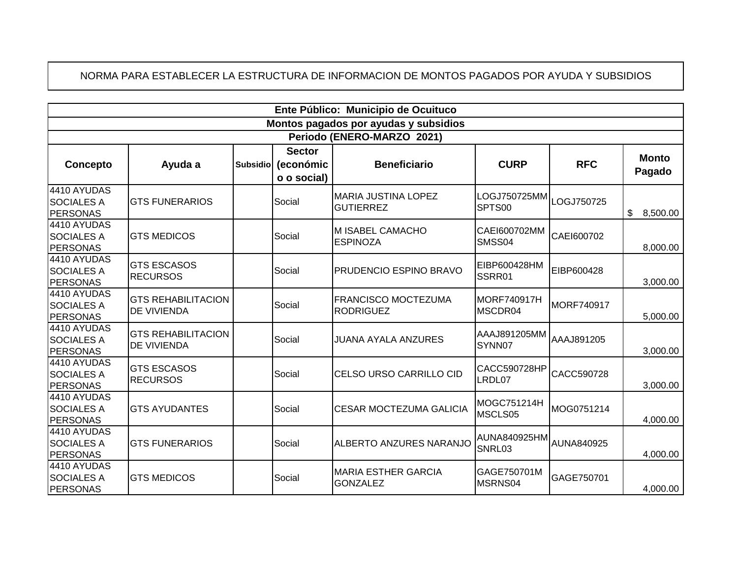NORMA PARA ESTABLECER LA ESTRUCTURA DE INFORMACION DE MONTOS PAGADOS POR AYUDA Y SUBSIDIOS

| Ente Público: Municipio de Ocuituco | | | | | | | |
|---|---|---|---|---|---|---|---|
| **Montos pagados por ayudas y subsidios** | | | | | | | |
| **Periodo (ENERO-MARZO 2021)** | | | | | | | |
| **Concepto** | **Ayuda a** | **Subsidio** | **Sector (económico o social)** | **Beneficiario** | **CURP** | **RFC** | **Monto Pagado** |
| 4410 AYUDAS SOCIALES A PERSONAS | GTS FUNERARIOS | | Social | MARIA JUSTINA LOPEZ GUTIERREZ | LOGJ750725MMSPTS00 | LOGJ750725 | $ 8,500.00 |
| 4410 AYUDAS SOCIALES A PERSONAS | GTS MEDICOS | | Social | M ISABEL CAMACHO ESPINOZA | CAEI600702MMSMSS04 | CAEI600702 | 8,000.00 |
| 4410 AYUDAS SOCIALES A PERSONAS | GTS ESCASOS RECURSOS | | Social | PRUDENCIO ESPINO BRAVO | EIBP600428HMSSRR01 | EIBP600428 | 3,000.00 |
| 4410 AYUDAS SOCIALES A PERSONAS | GTS REHABILITACION DE VIVIENDA | | Social | FRANCISCO MOCTEZUMA RODRIGUEZ | MORF740917HMSCDR04 | MORF740917 | 5,000.00 |
| 4410 AYUDAS SOCIALES A PERSONAS | GTS REHABILITACION DE VIVIENDA | | Social | JUANA AYALA ANZURES | AAAJ891205MMSYNN07 | AAAJ891205 | 3,000.00 |
| 4410 AYUDAS SOCIALES A PERSONAS | GTS ESCASOS RECURSOS | | Social | CELSO URSO CARRILLO CID | CACC590728HPLRDL07 | CACC590728 | 3,000.00 |
| 4410 AYUDAS SOCIALES A PERSONAS | GTS AYUDANTES | | Social | CESAR MOCTEZUMA GALICIA | MOGC751214HMSCLS05 | MOG0751214 | 4,000.00 |
| 4410 AYUDAS SOCIALES A PERSONAS | GTS FUNERARIOS | | Social | ALBERTO ANZURES NARANJO | AUNA840925HMSNRL03 | AUNA840925 | 4,000.00 |
| 4410 AYUDAS SOCIALES A PERSONAS | GTS MEDICOS | | Social | MARIA ESTHER GARCIA GONZALEZ | GAGE750701MMSRNS04 | GAGE750701 | 4,000.00 |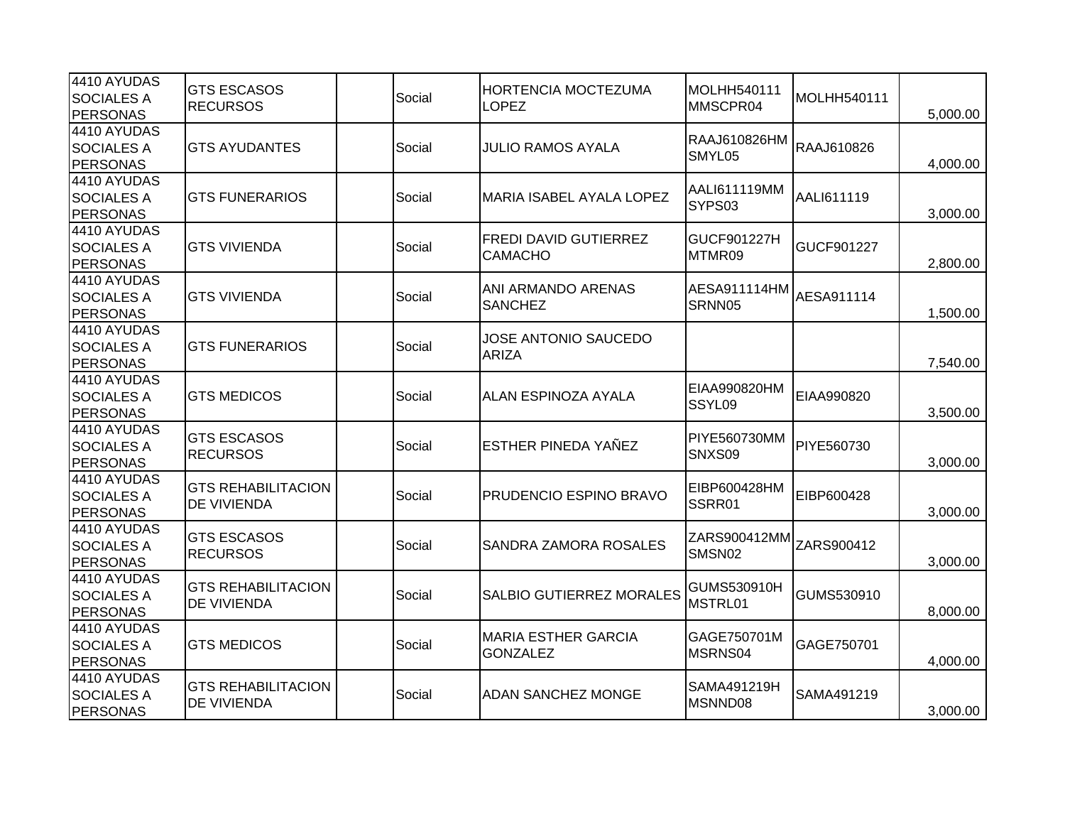| | | | | | | | |
|---|---|---|---|---|---|---|---|
| 4410 AYUDAS SOCIALES A PERSONAS | GTS ESCASOS RECURSOS | | Social | HORTENCIA MOCTEZUMA LOPEZ | MOLHH540111MMSCPR04 | MOLHH540111 | 5,000.00 |
| 4410 AYUDAS SOCIALES A PERSONAS | GTS AYUDANTES | | Social | JULIO RAMOS AYALA | RAAJ610826HMSMYL05 | RAAJ610826 | 4,000.00 |
| 4410 AYUDAS SOCIALES A PERSONAS | GTS FUNERARIOS | | Social | MARIA ISABEL AYALA LOPEZ | AALI611119MMSYPS03 | AALI611119 | 3,000.00 |
| 4410 AYUDAS SOCIALES A PERSONAS | GTS VIVIENDA | | Social | FREDI DAVID GUTIERREZ CAMACHO | GUCF901227HMTMR09 | GUCF901227 | 2,800.00 |
| 4410 AYUDAS SOCIALES A PERSONAS | GTS VIVIENDA | | Social | ANI ARMANDO ARENAS SANCHEZ | AESA911114HMSRNN05 | AESA911114 | 1,500.00 |
| 4410 AYUDAS SOCIALES A PERSONAS | GTS FUNERARIOS | | Social | JOSE ANTONIO SAUCEDO ARIZA | | | 7,540.00 |
| 4410 AYUDAS SOCIALES A PERSONAS | GTS MEDICOS | | Social | ALAN ESPINOZA AYALA | EIAA990820HMSSYL09 | EIAA990820 | 3,500.00 |
| 4410 AYUDAS SOCIALES A PERSONAS | GTS ESCASOS RECURSOS | | Social | ESTHER PINEDA YAÑEZ | PIYE560730MMSNXS09 | PIYE560730 | 3,000.00 |
| 4410 AYUDAS SOCIALES A PERSONAS | GTS REHABILITACION DE VIVIENDA | | Social | PRUDENCIO ESPINO BRAVO | EIBP600428HMSSRR01 | EIBP600428 | 3,000.00 |
| 4410 AYUDAS SOCIALES A PERSONAS | GTS ESCASOS RECURSOS | | Social | SANDRA ZAMORA ROSALES | ZARS900412MMSMSN02 | ZARS900412 | 3,000.00 |
| 4410 AYUDAS SOCIALES A PERSONAS | GTS REHABILITACION DE VIVIENDA | | Social | SALBIO GUTIERREZ MORALES | GUMS530910HMSTRL01 | GUMS530910 | 8,000.00 |
| 4410 AYUDAS SOCIALES A PERSONAS | GTS MEDICOS | | Social | MARIA ESTHER GARCIA GONZALEZ | GAGE750701MMSRNS04 | GAGE750701 | 4,000.00 |
| 4410 AYUDAS SOCIALES A PERSONAS | GTS REHABILITACION DE VIVIENDA | | Social | ADAN SANCHEZ MONGE | SAMA491219HMSNND08 | SAMA491219 | 3,000.00 |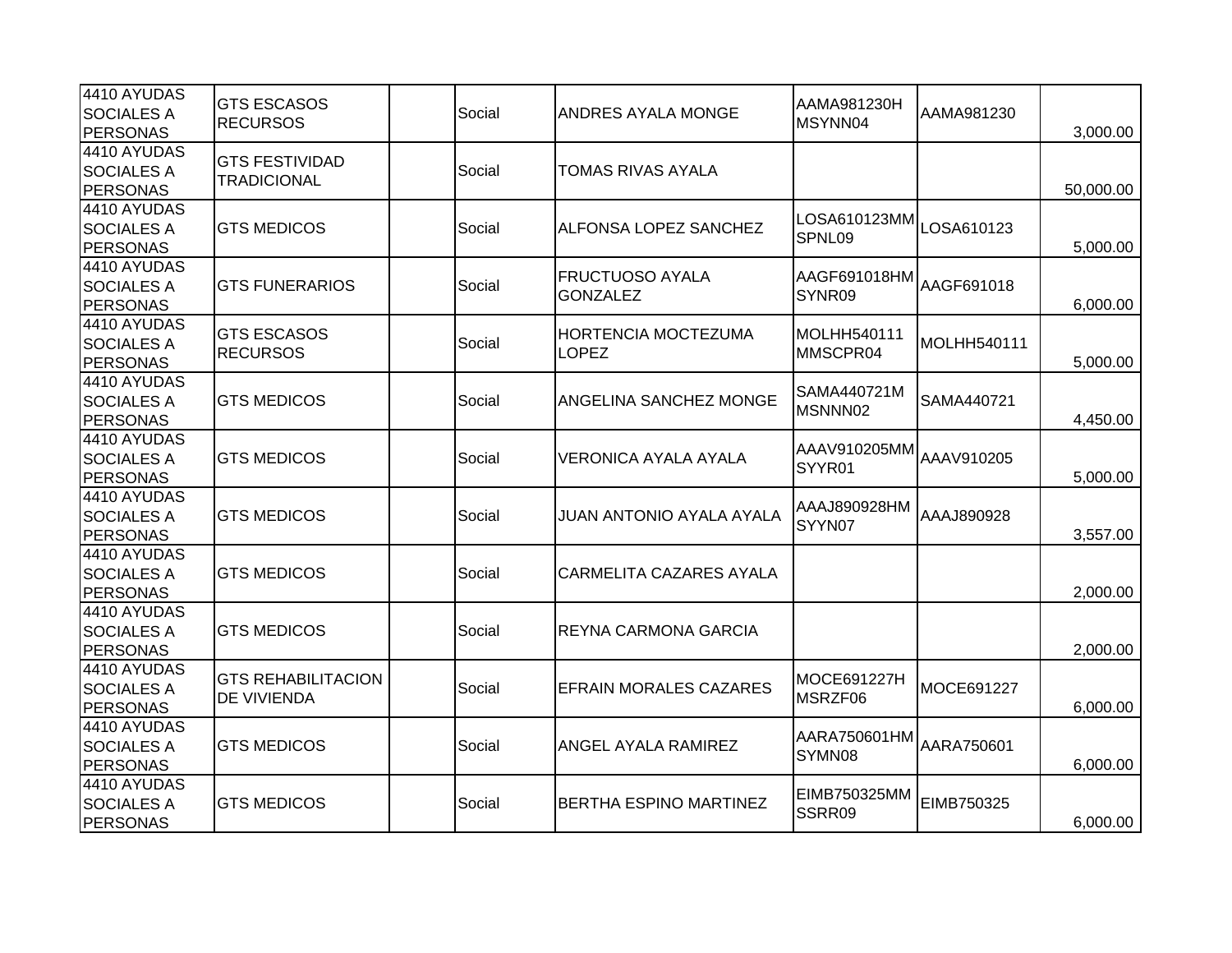| | | | | | | | |
|---|---|---|---|---|---|---|---|
| 4410 AYUDAS SOCIALES A PERSONAS | GTS ESCASOS RECURSOS | | Social | ANDRES AYALA MONGE | AAMA981230HMSYNN04 | AAMA981230 | 3,000.00 |
| 4410 AYUDAS SOCIALES A PERSONAS | GTS FESTIVIDAD TRADICIONAL | | Social | TOMAS RIVAS AYALA | | | 50,000.00 |
| 4410 AYUDAS SOCIALES A PERSONAS | GTS MEDICOS | | Social | ALFONSA LOPEZ SANCHEZ | LOSA610123MMSPNL09 | LOSA610123 | 5,000.00 |
| 4410 AYUDAS SOCIALES A PERSONAS | GTS FUNERARIOS | | Social | FRUCTUOSO AYALA GONZALEZ | AAGF691018HMSYNR09 | AAGF691018 | 6,000.00 |
| 4410 AYUDAS SOCIALES A PERSONAS | GTS ESCASOS RECURSOS | | Social | HORTENCIA MOCTEZUMA LOPEZ | MOLHH540111MMSCPR04 | MOLHH540111 | 5,000.00 |
| 4410 AYUDAS SOCIALES A PERSONAS | GTS MEDICOS | | Social | ANGELINA SANCHEZ MONGE | SAMA440721MMSNNN02 | SAMA440721 | 4,450.00 |
| 4410 AYUDAS SOCIALES A PERSONAS | GTS MEDICOS | | Social | VERONICA AYALA AYALA | AAAV910205MMSYYR01 | AAAV910205 | 5,000.00 |
| 4410 AYUDAS SOCIALES A PERSONAS | GTS MEDICOS | | Social | JUAN ANTONIO AYALA AYALA | AAAJ890928HMSYYN07 | AAAJ890928 | 3,557.00 |
| 4410 AYUDAS SOCIALES A PERSONAS | GTS MEDICOS | | Social | CARMELITA CAZARES AYALA | | | 2,000.00 |
| 4410 AYUDAS SOCIALES A PERSONAS | GTS MEDICOS | | Social | REYNA CARMONA GARCIA | | | 2,000.00 |
| 4410 AYUDAS SOCIALES A PERSONAS | GTS REHABILITACION DE VIVIENDA | | Social | EFRAIN MORALES CAZARES | MOCE691227HMSRZF06 | MOCE691227 | 6,000.00 |
| 4410 AYUDAS SOCIALES A PERSONAS | GTS MEDICOS | | Social | ANGEL AYALA RAMIREZ | AARA750601HMSYMN08 | AARA750601 | 6,000.00 |
| 4410 AYUDAS SOCIALES A PERSONAS | GTS MEDICOS | | Social | BERTHA ESPINO MARTINEZ | EIMB750325MMSSRR09 | EIMB750325 | 6,000.00 |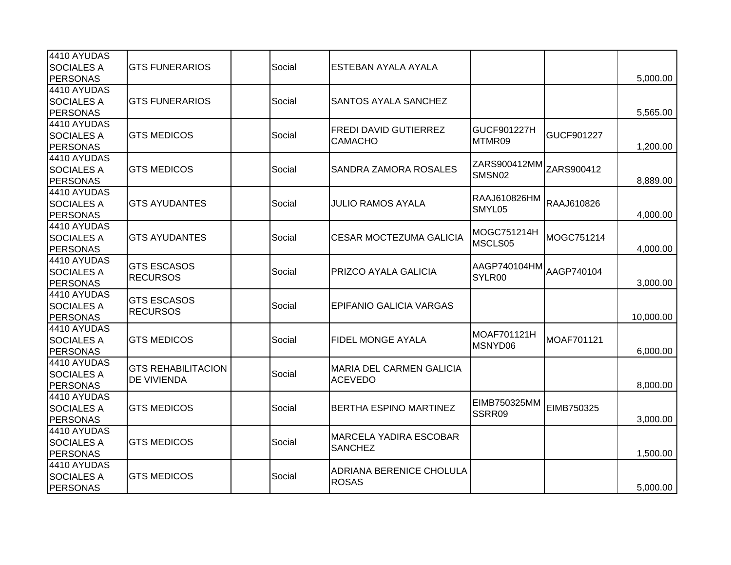| | | | | | | | |
|---|---|---|---|---|---|---|---|
| 4410 AYUDAS SOCIALES A PERSONAS | GTS FUNERARIOS | | Social | ESTEBAN AYALA AYALA | | | 5,000.00 |
| 4410 AYUDAS SOCIALES A PERSONAS | GTS FUNERARIOS | | Social | SANTOS AYALA SANCHEZ | | | 5,565.00 |
| 4410 AYUDAS SOCIALES A PERSONAS | GTS MEDICOS | | Social | FREDI DAVID GUTIERREZ CAMACHO | GUCF901227HMTMR09 | GUCF901227 | 1,200.00 |
| 4410 AYUDAS SOCIALES A PERSONAS | GTS MEDICOS | | Social | SANDRA ZAMORA ROSALES | ZARS900412MMSMSN02 | ZARS900412 | 8,889.00 |
| 4410 AYUDAS SOCIALES A PERSONAS | GTS AYUDANTES | | Social | JULIO RAMOS AYALA | RAAJ610826HMSMYL05 | RAAJ610826 | 4,000.00 |
| 4410 AYUDAS SOCIALES A PERSONAS | GTS AYUDANTES | | Social | CESAR MOCTEZUMA GALICIA | MOGC751214HMSCLS05 | MOGC751214 | 4,000.00 |
| 4410 AYUDAS SOCIALES A PERSONAS | GTS ESCASOS RECURSOS | | Social | PRIZCO AYALA GALICIA | AAGP740104HMSYLR00 | AAGP740104 | 3,000.00 |
| 4410 AYUDAS SOCIALES A PERSONAS | GTS ESCASOS RECURSOS | | Social | EPIFANIO GALICIA VARGAS | | | 10,000.00 |
| 4410 AYUDAS SOCIALES A PERSONAS | GTS MEDICOS | | Social | FIDEL MONGE AYALA | MOAF701121HMSNYD06 | MOAF701121 | 6,000.00 |
| 4410 AYUDAS SOCIALES A PERSONAS | GTS REHABILITACION DE VIVIENDA | | Social | MARIA DEL CARMEN GALICIA ACEVEDO | | | 8,000.00 |
| 4410 AYUDAS SOCIALES A PERSONAS | GTS MEDICOS | | Social | BERTHA ESPINO MARTINEZ | EIMB750325MMSSRR09 | EIMB750325 | 3,000.00 |
| 4410 AYUDAS SOCIALES A PERSONAS | GTS MEDICOS | | Social | MARCELA YADIRA ESCOBAR SANCHEZ | | | 1,500.00 |
| 4410 AYUDAS SOCIALES A PERSONAS | GTS MEDICOS | | Social | ADRIANA BERENICE CHOLULA ROSAS | | | 5,000.00 |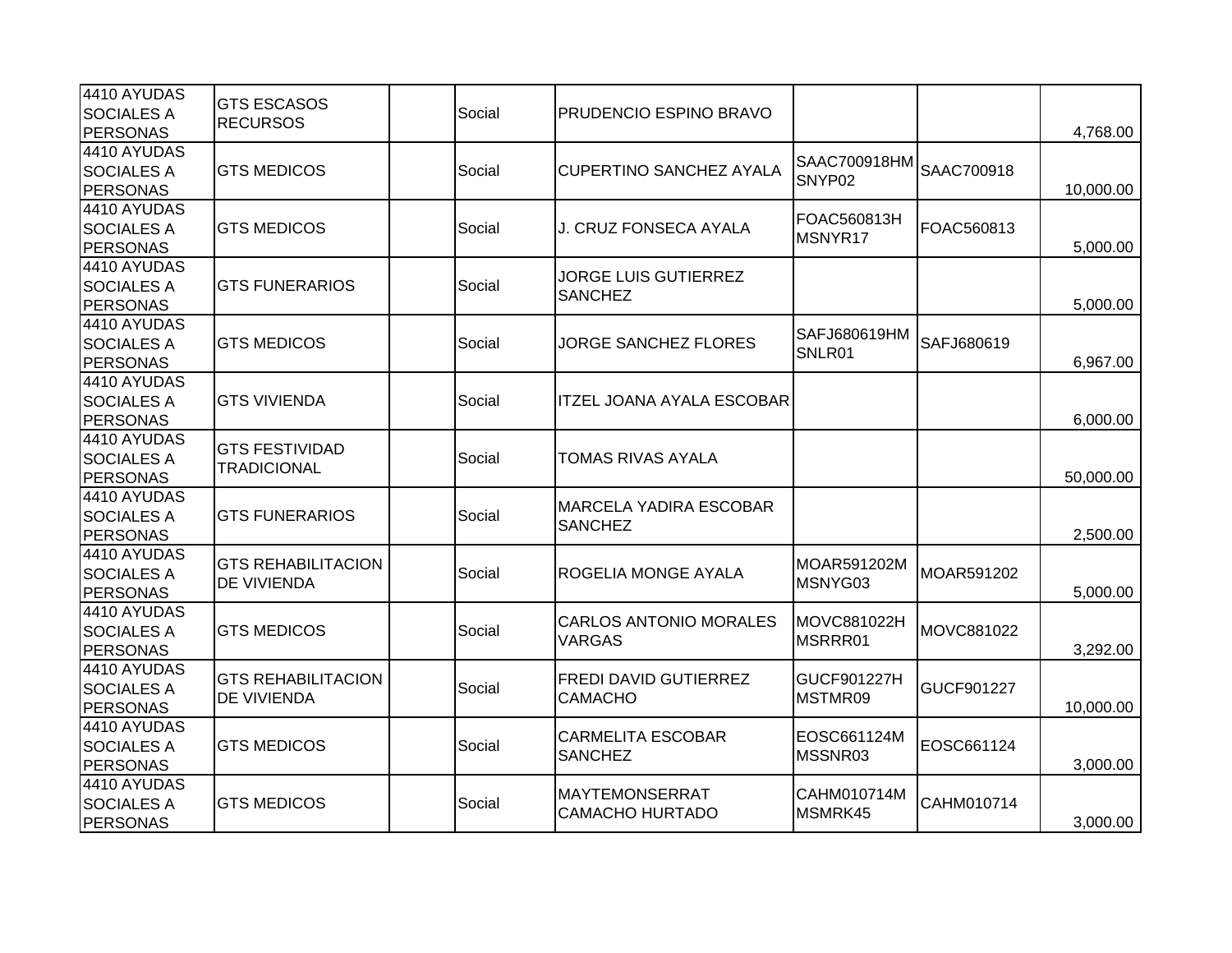| | | | | | | | |
|---|---|---|---|---|---|---|---|
| 4410 AYUDAS SOCIALES A PERSONAS | GTS ESCASOS RECURSOS | | Social | PRUDENCIO ESPINO BRAVO | | | 4,768.00 |
| 4410 AYUDAS SOCIALES A PERSONAS | GTS MEDICOS | | Social | CUPERTINO SANCHEZ AYALA | SAAC700918HMSNYP02 | SAAC700918 | 10,000.00 |
| 4410 AYUDAS SOCIALES A PERSONAS | GTS MEDICOS | | Social | J. CRUZ FONSECA AYALA | FOAC560813HMSNYR17 | FOAC560813 | 5,000.00 |
| 4410 AYUDAS SOCIALES A PERSONAS | GTS FUNERARIOS | | Social | JORGE LUIS GUTIERREZ SANCHEZ | | | 5,000.00 |
| 4410 AYUDAS SOCIALES A PERSONAS | GTS MEDICOS | | Social | JORGE SANCHEZ FLORES | SAFJ680619HMSNLR01 | SAFJ680619 | 6,967.00 |
| 4410 AYUDAS SOCIALES A PERSONAS | GTS VIVIENDA | | Social | ITZEL JOANA AYALA ESCOBAR | | | 6,000.00 |
| 4410 AYUDAS SOCIALES A PERSONAS | GTS FESTIVIDAD TRADICIONAL | | Social | TOMAS RIVAS AYALA | | | 50,000.00 |
| 4410 AYUDAS SOCIALES A PERSONAS | GTS FUNERARIOS | | Social | MARCELA YADIRA ESCOBAR SANCHEZ | | | 2,500.00 |
| 4410 AYUDAS SOCIALES A PERSONAS | GTS REHABILITACION DE VIVIENDA | | Social | ROGELIA MONGE AYALA | MOAR591202MMSNYG03 | MOAR591202 | 5,000.00 |
| 4410 AYUDAS SOCIALES A PERSONAS | GTS MEDICOS | | Social | CARLOS ANTONIO MORALES VARGAS | MOVC881022HMSRRR01 | MOVC881022 | 3,292.00 |
| 4410 AYUDAS SOCIALES A PERSONAS | GTS REHABILITACION DE VIVIENDA | | Social | FREDI DAVID GUTIERREZ CAMACHO | GUCF901227HMSTMR09 | GUCF901227 | 10,000.00 |
| 4410 AYUDAS SOCIALES A PERSONAS | GTS MEDICOS | | Social | CARMELITA ESCOBAR SANCHEZ | EOSC661124MMSSNR03 | EOSC661124 | 3,000.00 |
| 4410 AYUDAS SOCIALES A PERSONAS | GTS MEDICOS | | Social | MAYTEMONSERRAT CAMACHO HURTADO | CAHM010714MMSMRK45 | CAHM010714 | 3,000.00 |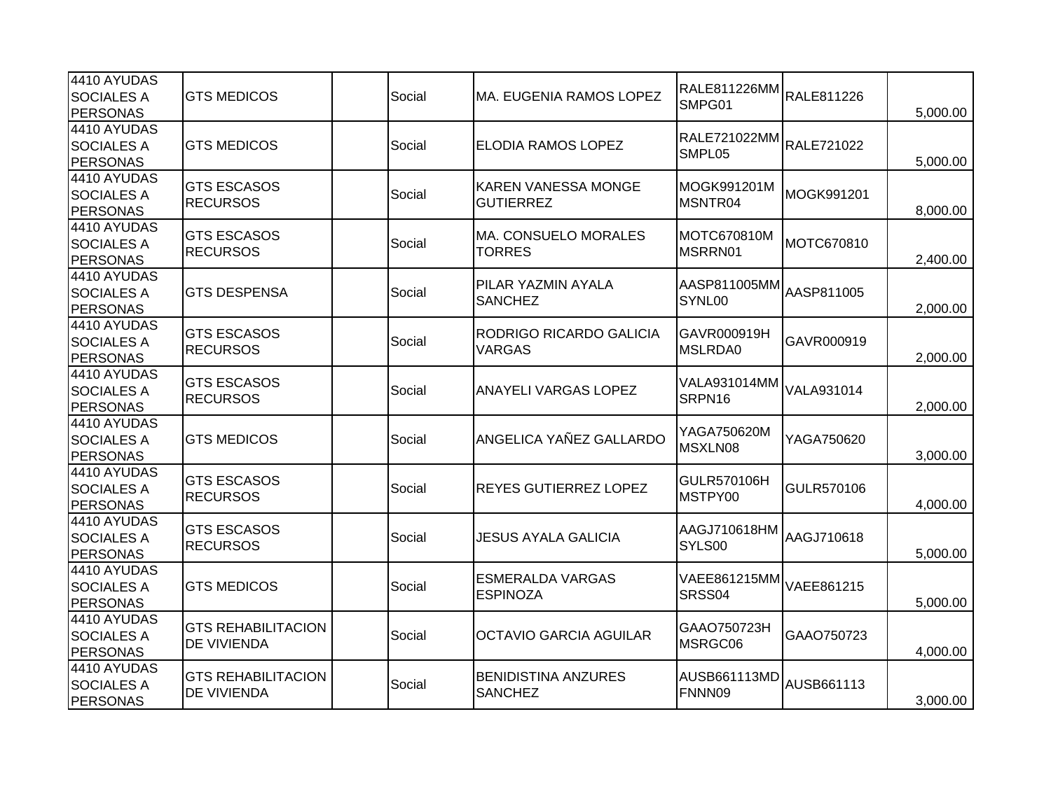| | | | | | | | |
|---|---|---|---|---|---|---|---|
| 4410 AYUDAS SOCIALES A PERSONAS | GTS MEDICOS | | Social | MA. EUGENIA RAMOS LOPEZ | RALE811226MMSMPG01 | RALE811226 | 5,000.00 |
| 4410 AYUDAS SOCIALES A PERSONAS | GTS MEDICOS | | Social | ELODIA RAMOS LOPEZ | RALE721022MMSMPL05 | RALE721022 | 5,000.00 |
| 4410 AYUDAS SOCIALES A PERSONAS | GTS ESCASOS RECURSOS | | Social | KAREN VANESSA MONGE GUTIERREZ | MOGK991201MMSNTR04 | MOGK991201 | 8,000.00 |
| 4410 AYUDAS SOCIALES A PERSONAS | GTS ESCASOS RECURSOS | | Social | MA. CONSUELO MORALES TORRES | MOTC670810MMSRRN01 | MOTC670810 | 2,400.00 |
| 4410 AYUDAS SOCIALES A PERSONAS | GTS DESPENSA | | Social | PILAR YAZMIN AYALA SANCHEZ | AASP811005MMSYNL00 | AASP811005 | 2,000.00 |
| 4410 AYUDAS SOCIALES A PERSONAS | GTS ESCASOS RECURSOS | | Social | RODRIGO RICARDO GALICIA VARGAS | GAVR000919HMSLRDA0 | GAVR000919 | 2,000.00 |
| 4410 AYUDAS SOCIALES A PERSONAS | GTS ESCASOS RECURSOS | | Social | ANAYELI VARGAS LOPEZ | VALA931014MMSRPN16 | VALA931014 | 2,000.00 |
| 4410 AYUDAS SOCIALES A PERSONAS | GTS MEDICOS | | Social | ANGELICA YAÑEZ GALLARDO | YAGA750620MMSXLN08 | YAGA750620 | 3,000.00 |
| 4410 AYUDAS SOCIALES A PERSONAS | GTS ESCASOS RECURSOS | | Social | REYES GUTIERREZ LOPEZ | GULR570106HMSTPY00 | GULR570106 | 4,000.00 |
| 4410 AYUDAS SOCIALES A PERSONAS | GTS ESCASOS RECURSOS | | Social | JESUS AYALA GALICIA | AAGJ710618HMSYLS00 | AAGJ710618 | 5,000.00 |
| 4410 AYUDAS SOCIALES A PERSONAS | GTS MEDICOS | | Social | ESMERALDA VARGAS ESPINOZA | VAEE861215MMSRSS04 | VAEE861215 | 5,000.00 |
| 4410 AYUDAS SOCIALES A PERSONAS | GTS REHABILITACION DE VIVIENDA | | Social | OCTAVIO GARCIA AGUILAR | GAAO750723HMSRGC06 | GAAO750723 | 4,000.00 |
| 4410 AYUDAS SOCIALES A PERSONAS | GTS REHABILITACION DE VIVIENDA | | Social | BENIDISTINA ANZURES SANCHEZ | AUSB661113MDFNNN09 | AUSB661113 | 3,000.00 |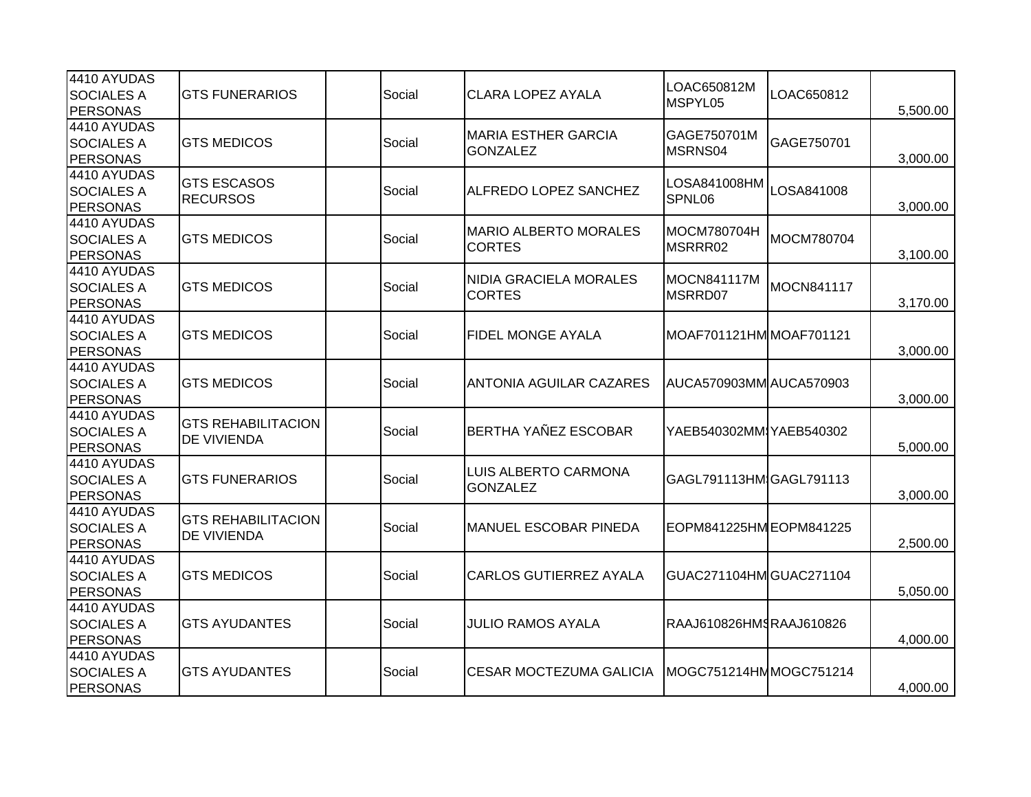| | | | | | | | |
|---|---|---|---|---|---|---|---|
| 4410 AYUDAS SOCIALES A PERSONAS | GTS FUNERARIOS | | Social | CLARA LOPEZ AYALA | LOAC650812M MSPYL05 | LOAC650812 | 5,500.00 |
| 4410 AYUDAS SOCIALES A PERSONAS | GTS MEDICOS | | Social | MARIA ESTHER GARCIA GONZALEZ | GAGE750701M MSRNS04 | GAGE750701 | 3,000.00 |
| 4410 AYUDAS SOCIALES A PERSONAS | GTS ESCASOS RECURSOS | | Social | ALFREDO LOPEZ SANCHEZ | LOSA841008HM SPNL06 | LOSA841008 | 3,000.00 |
| 4410 AYUDAS SOCIALES A PERSONAS | GTS MEDICOS | | Social | MARIO ALBERTO MORALES CORTES | MOCM780704H MSRRR02 | MOCM780704 | 3,100.00 |
| 4410 AYUDAS SOCIALES A PERSONAS | GTS MEDICOS | | Social | NIDIA GRACIELA MORALES CORTES | MOCN841117M MSRRD07 | MOCN841117 | 3,170.00 |
| 4410 AYUDAS SOCIALES A PERSONAS | GTS MEDICOS | | Social | FIDEL MONGE AYALA | MOAF701121HM | MOAF701121 | 3,000.00 |
| 4410 AYUDAS SOCIALES A PERSONAS | GTS MEDICOS | | Social | ANTONIA AGUILAR CAZARES | AUCA570903MM | AUCA570903 | 3,000.00 |
| 4410 AYUDAS SOCIALES A PERSONAS | GTS REHABILITACION DE VIVIENDA | | Social | BERTHA YAÑEZ ESCOBAR | YAEB540302MM | YAEB540302 | 5,000.00 |
| 4410 AYUDAS SOCIALES A PERSONAS | GTS FUNERARIOS | | Social | LUIS ALBERTO CARMONA GONZALEZ | GAGL791113HM | GAGL791113 | 3,000.00 |
| 4410 AYUDAS SOCIALES A PERSONAS | GTS REHABILITACION DE VIVIENDA | | Social | MANUEL ESCOBAR PINEDA | EOPM841225HM | EOPM841225 | 2,500.00 |
| 4410 AYUDAS SOCIALES A PERSONAS | GTS MEDICOS | | Social | CARLOS GUTIERREZ AYALA | GUAC271104HM | GUAC271104 | 5,050.00 |
| 4410 AYUDAS SOCIALES A PERSONAS | GTS AYUDANTES | | Social | JULIO RAMOS AYALA | RAAJ610826HMS | RAAJ610826 | 4,000.00 |
| 4410 AYUDAS SOCIALES A PERSONAS | GTS AYUDANTES | | Social | CESAR MOCTEZUMA GALICIA | MOGC751214HM | MOGC751214 | 4,000.00 |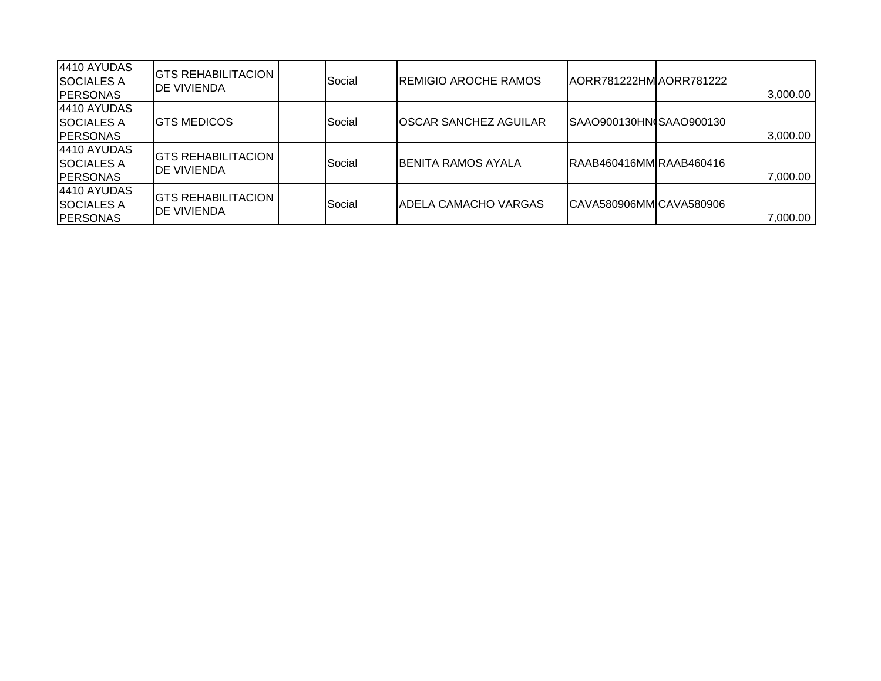| | | | | | | | |
|---|---|---|---|---|---|---|---|
| 4410 AYUDAS SOCIALES A PERSONAS | GTS REHABILITACION DE VIVIENDA | | Social | REMIGIO AROCHE RAMOS | AORR781222HM | AORR781222 | 3,000.00 |
| 4410 AYUDAS SOCIALES A PERSONAS | GTS MEDICOS | | Social | OSCAR SANCHEZ AGUILAR | SAAO900130HN( | SAAO900130 | 3,000.00 |
| 4410 AYUDAS SOCIALES A PERSONAS | GTS REHABILITACION DE VIVIENDA | | Social | BENITA RAMOS AYALA | RAAB460416MM | RAAB460416 | 7,000.00 |
| 4410 AYUDAS SOCIALES A PERSONAS | GTS REHABILITACION DE VIVIENDA | | Social | ADELA CAMACHO VARGAS | CAVA580906MM | CAVA580906 | 7,000.00 |